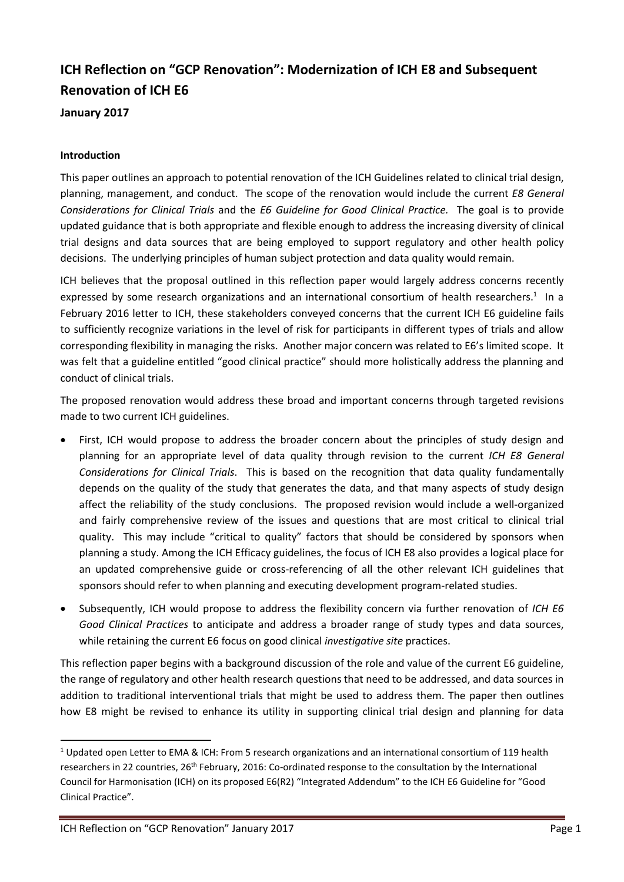# ICH Reflection on "GCP Renovation": Modernization of ICH E8 and Subsequent Renovation of ICH E6

**January 2017**

## Introduction

This paper outlines an approach to potential renovation of the ICH Guidelines related to clinical trial design, planning, management, and conduct. The scope of the renovation would include the current *E8 General Considerations for Clinical Trials* and the *E6 Guideline for Good Clinical Practice.* The goal is to provide updated guidance that is both appropriate and flexible enough to address the increasing diversity of clinical trial designs and data sources that are being employed to support regulatory and other health policy decisions. The underlying principles of human subject protection and data quality would remain.

ICH believes that the proposal outlined in this reflection paper would largely address concerns recently expressed by some research organizations and an international consortium of health researchers.[1] In a February 2016 letter to ICH, these stakeholders conveyed concerns that the current ICH E6 guideline fails to sufficiently recognize variations in the level of risk for participants in different types of trials and allow corresponding flexibility in managing the risks. Another major concern was related to E6's limited scope. It was felt that a guideline entitled "good clinical practice" should more holistically address the planning and conduct of clinical trials.

The proposed renovation would address these broad and important concerns through targeted revisions made to two current ICH guidelines.

- First, ICH would propose to address the broader concern about the principles of study design and planning for an appropriate level of data quality through revision to the current *ICH E8 General Considerations for Clinical Trials*. This is based on the recognition that data quality fundamentally depends on the quality of the study that generates the data, and that many aspects of study design affect the reliability of the study conclusions. The proposed revision would include a well-organized and fairly comprehensive review of the issues and questions that are most critical to clinical trial quality. This may include "critical to quality" factors that should be considered by sponsors when planning a study. Among the ICH Efficacy guidelines, the focus of ICH E8 also provides a logical place for an updated comprehensive guide or cross-referencing of all the other relevant ICH guidelines that sponsors should refer to when planning and executing development program-related studies.
- Subsequently, ICH would propose to address the flexibility concern via further renovation of *ICH E6 Good Clinical Practices* to anticipate and address a broader range of study types and data sources, while retaining the current E6 focus on good clinical *investigative site* practices.

This reflection paper begins with a background discussion of the role and value of the current E6 guideline, the range of regulatory and other health research questions that need to be addressed, and data sources in addition to traditional interventional trials that might be used to address them. The paper then outlines how E8 might be revised to enhance its utility in supporting clinical trial design and planning for data

[1] Updated open Letter to EMA & ICH: From 5 research organizations and an international consortium of 119 health researchers in 22 countries, 26th February, 2016: Co-ordinated response to the consultation by the International Council for Harmonisation (ICH) on its proposed E6(R2) "Integrated Addendum" to the ICH E6 Guideline for "Good Clinical Practice".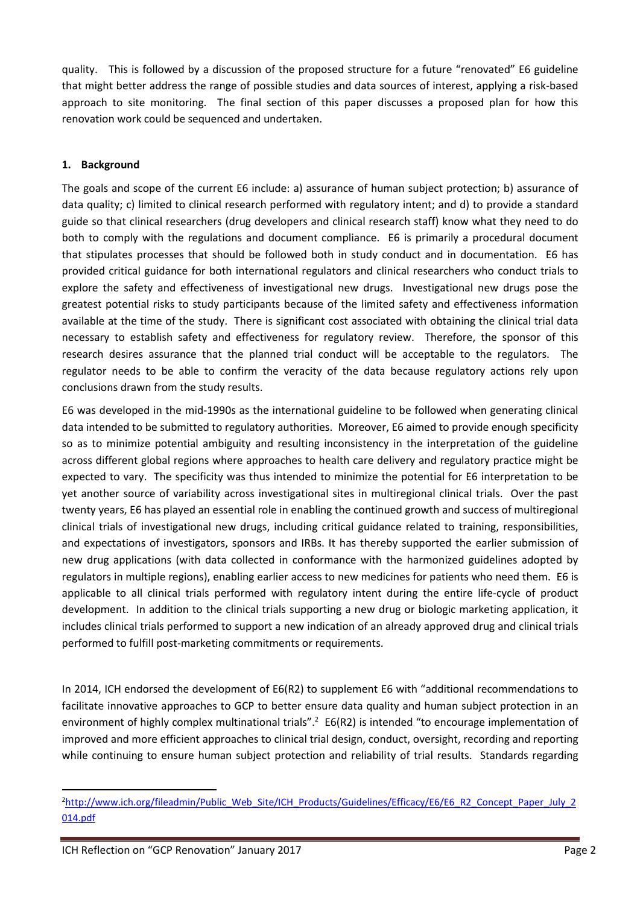quality. This is followed by a discussion of the proposed structure for a future "renovated" E6 guideline that might better address the range of possible studies and data sources of interest, applying a risk-based approach to site monitoring. The final section of this paper discusses a proposed plan for how this renovation work could be sequenced and undertaken.

## 1. Background

The goals and scope of the current E6 include: a) assurance of human subject protection; b) assurance of data quality; c) limited to clinical research performed with regulatory intent; and d) to provide a standard guide so that clinical researchers (drug developers and clinical research staff) know what they need to do both to comply with the regulations and document compliance. E6 is primarily a procedural document that stipulates processes that should be followed both in study conduct and in documentation. E6 has provided critical guidance for both international regulators and clinical researchers who conduct trials to explore the safety and effectiveness of investigational new drugs. Investigational new drugs pose the greatest potential risks to study participants because of the limited safety and effectiveness information available at the time of the study. There is significant cost associated with obtaining the clinical trial data necessary to establish safety and effectiveness for regulatory review. Therefore, the sponsor of this research desires assurance that the planned trial conduct will be acceptable to the regulators. The regulator needs to be able to confirm the veracity of the data because regulatory actions rely upon conclusions drawn from the study results.

E6 was developed in the mid-1990s as the international guideline to be followed when generating clinical data intended to be submitted to regulatory authorities. Moreover, E6 aimed to provide enough specificity so as to minimize potential ambiguity and resulting inconsistency in the interpretation of the guideline across different global regions where approaches to health care delivery and regulatory practice might be expected to vary. The specificity was thus intended to minimize the potential for E6 interpretation to be yet another source of variability across investigational sites in multiregional clinical trials. Over the past twenty years, E6 has played an essential role in enabling the continued growth and success of multiregional clinical trials of investigational new drugs, including critical guidance related to training, responsibilities, and expectations of investigators, sponsors and IRBs. It has thereby supported the earlier submission of new drug applications (with data collected in conformance with the harmonized guidelines adopted by regulators in multiple regions), enabling earlier access to new medicines for patients who need them. E6 is applicable to all clinical trials performed with regulatory intent during the entire life-cycle of product development. In addition to the clinical trials supporting a new drug or biologic marketing application, it includes clinical trials performed to support a new indication of an already approved drug and clinical trials performed to fulfill post-marketing commitments or requirements.

In 2014, ICH endorsed the development of E6(R2) to supplement E6 with "additional recommendations to facilitate innovative approaches to GCP to better ensure data quality and human subject protection in an environment of highly complex multinational trials".[2] E6(R2) is intended "to encourage implementation of improved and more efficient approaches to clinical trial design, conduct, oversight, recording and reporting while continuing to ensure human subject protection and reliability of trial results. Standards regarding

---

[2] http://www.ich.org/fileadmin/Public_Web_Site/ICH_Products/Guidelines/Efficacy/E6/E6_R2_Concept_Paper_July_2014.pdf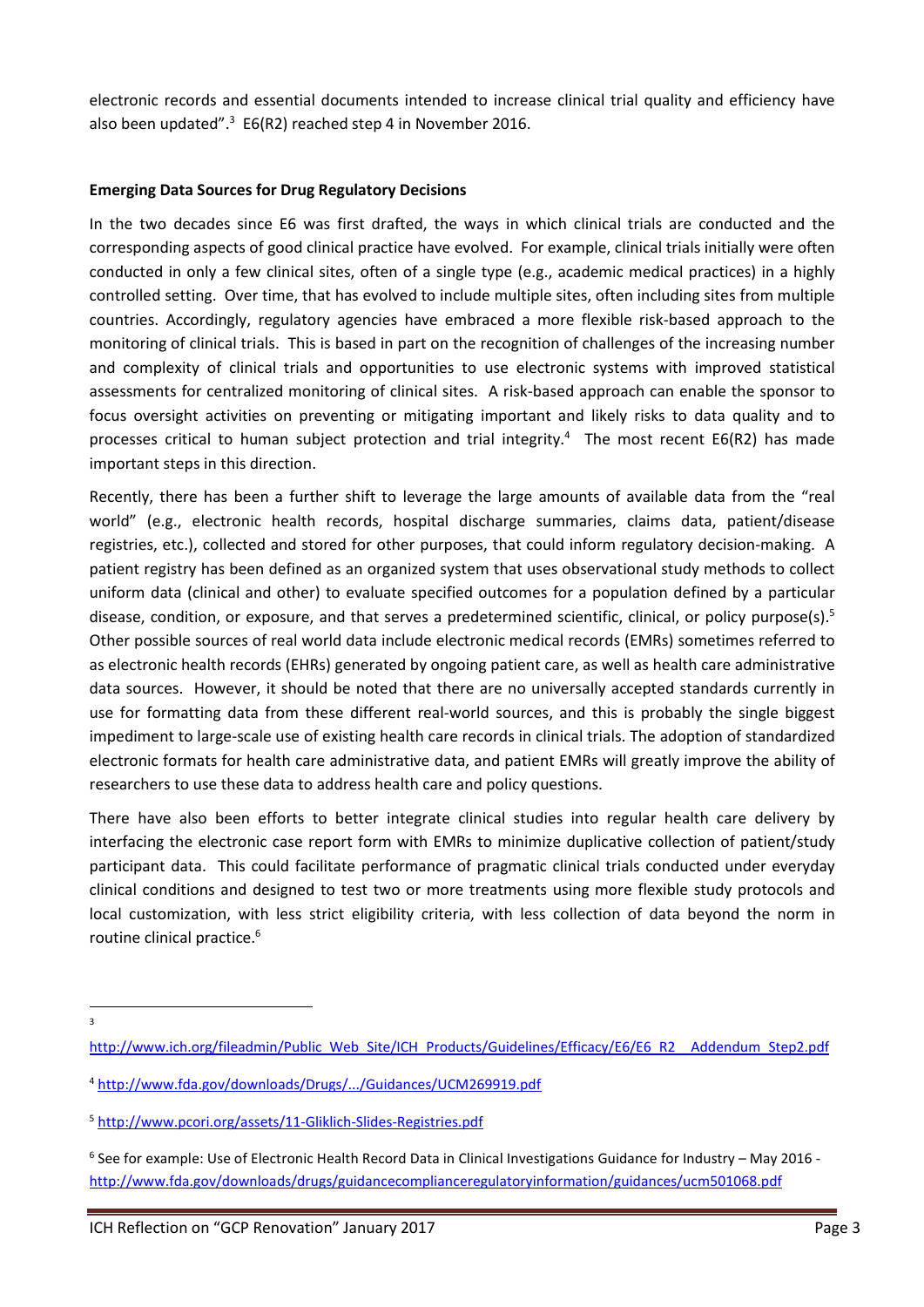electronic records and essential documents intended to increase clinical trial quality and efficiency have also been updated".[3] E6(R2) reached step 4 in November 2016.

**Emerging Data Sources for Drug Regulatory Decisions**

In the two decades since E6 was first drafted, the ways in which clinical trials are conducted and the corresponding aspects of good clinical practice have evolved. For example, clinical trials initially were often conducted in only a few clinical sites, often of a single type (e.g., academic medical practices) in a highly controlled setting. Over time, that has evolved to include multiple sites, often including sites from multiple countries. Accordingly, regulatory agencies have embraced a more flexible risk-based approach to the monitoring of clinical trials. This is based in part on the recognition of challenges of the increasing number and complexity of clinical trials and opportunities to use electronic systems with improved statistical assessments for centralized monitoring of clinical sites. A risk-based approach can enable the sponsor to focus oversight activities on preventing or mitigating important and likely risks to data quality and to processes critical to human subject protection and trial integrity.[4] The most recent E6(R2) has made important steps in this direction.

Recently, there has been a further shift to leverage the large amounts of available data from the "real world" (e.g., electronic health records, hospital discharge summaries, claims data, patient/disease registries, etc.), collected and stored for other purposes, that could inform regulatory decision-making. A patient registry has been defined as an organized system that uses observational study methods to collect uniform data (clinical and other) to evaluate specified outcomes for a population defined by a particular disease, condition, or exposure, and that serves a predetermined scientific, clinical, or policy purpose(s).[5] Other possible sources of real world data include electronic medical records (EMRs) sometimes referred to as electronic health records (EHRs) generated by ongoing patient care, as well as health care administrative data sources. However, it should be noted that there are no universally accepted standards currently in use for formatting data from these different real-world sources, and this is probably the single biggest impediment to large-scale use of existing health care records in clinical trials. The adoption of standardized electronic formats for health care administrative data, and patient EMRs will greatly improve the ability of researchers to use these data to address health care and policy questions.

There have also been efforts to better integrate clinical studies into regular health care delivery by interfacing the electronic case report form with EMRs to minimize duplicative collection of patient/study participant data. This could facilitate performance of pragmatic clinical trials conducted under everyday clinical conditions and designed to test two or more treatments using more flexible study protocols and local customization, with less strict eligibility criteria, with less collection of data beyond the norm in routine clinical practice.[6]

---

[3] http://www.ich.org/fileadmin/Public_Web_Site/ICH_Products/Guidelines/Efficacy/E6/E6_R2__Addendum_Step2.pdf

[4] http://www.fda.gov/downloads/Drugs/.../Guidances/UCM269919.pdf

[5] http://www.pcori.org/assets/11-Gliklich-Slides-Registries.pdf

[6] See for example: Use of Electronic Health Record Data in Clinical Investigations Guidance for Industry – May 2016 - http://www.fda.gov/downloads/drugs/guidancecomplianceregulatoryinformation/guidances/ucm501068.pdf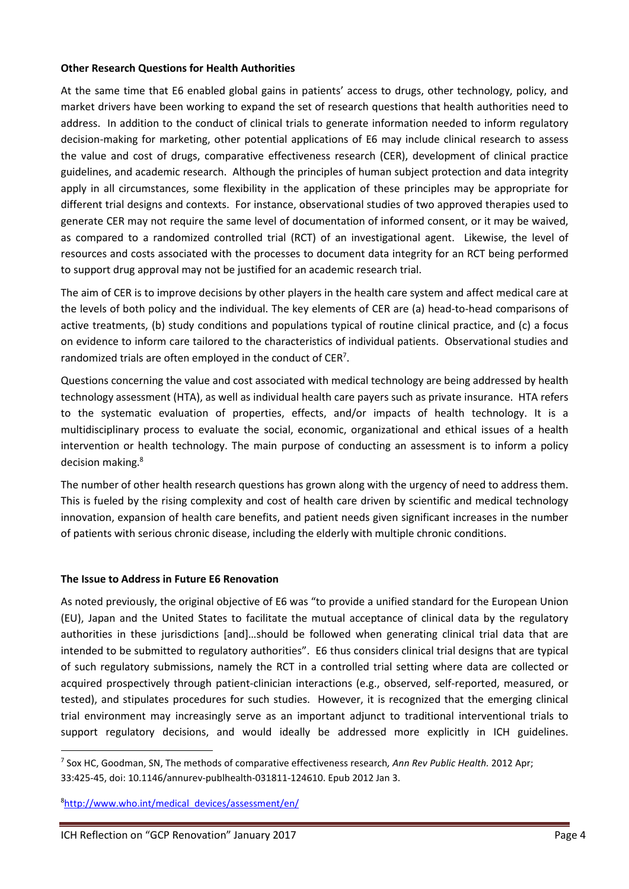**Other Research Questions for Health Authorities**

At the same time that E6 enabled global gains in patients' access to drugs, other technology, policy, and market drivers have been working to expand the set of research questions that health authorities need to address. In addition to the conduct of clinical trials to generate information needed to inform regulatory decision-making for marketing, other potential applications of E6 may include clinical research to assess the value and cost of drugs, comparative effectiveness research (CER), development of clinical practice guidelines, and academic research. Although the principles of human subject protection and data integrity apply in all circumstances, some flexibility in the application of these principles may be appropriate for different trial designs and contexts. For instance, observational studies of two approved therapies used to generate CER may not require the same level of documentation of informed consent, or it may be waived, as compared to a randomized controlled trial (RCT) of an investigational agent. Likewise, the level of resources and costs associated with the processes to document data integrity for an RCT being performed to support drug approval may not be justified for an academic research trial.

The aim of CER is to improve decisions by other players in the health care system and affect medical care at the levels of both policy and the individual. The key elements of CER are (a) head-to-head comparisons of active treatments, (b) study conditions and populations typical of routine clinical practice, and (c) a focus on evidence to inform care tailored to the characteristics of individual patients. Observational studies and randomized trials are often employed in the conduct of CER[7].

Questions concerning the value and cost associated with medical technology are being addressed by health technology assessment (HTA), as well as individual health care payers such as private insurance. HTA refers to the systematic evaluation of properties, effects, and/or impacts of health technology. It is a multidisciplinary process to evaluate the social, economic, organizational and ethical issues of a health intervention or health technology. The main purpose of conducting an assessment is to inform a policy decision making.[8]

The number of other health research questions has grown along with the urgency of need to address them. This is fueled by the rising complexity and cost of health care driven by scientific and medical technology innovation, expansion of health care benefits, and patient needs given significant increases in the number of patients with serious chronic disease, including the elderly with multiple chronic conditions.

**The Issue to Address in Future E6 Renovation**

As noted previously, the original objective of E6 was "to provide a unified standard for the European Union (EU), Japan and the United States to facilitate the mutual acceptance of clinical data by the regulatory authorities in these jurisdictions [and]…should be followed when generating clinical trial data that are intended to be submitted to regulatory authorities". E6 thus considers clinical trial designs that are typical of such regulatory submissions, namely the RCT in a controlled trial setting where data are collected or acquired prospectively through patient-clinician interactions (e.g., observed, self-reported, measured, or tested), and stipulates procedures for such studies. However, it is recognized that the emerging clinical trial environment may increasingly serve as an important adjunct to traditional interventional trials to support regulatory decisions, and would ideally be addressed more explicitly in ICH guidelines.

---

[7] Sox HC, Goodman, SN, The methods of comparative effectiveness research, *Ann Rev Public Health.* 2012 Apr; 33:425-45, doi: 10.1146/annurev-publhealth-031811-124610. Epub 2012 Jan 3.

[8] http://www.who.int/medical_devices/assessment/en/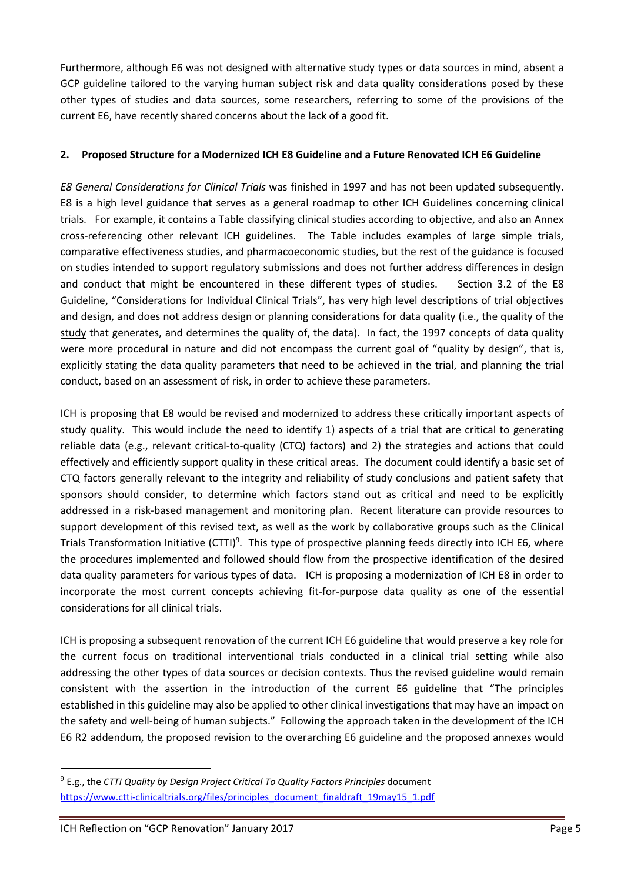Furthermore, although E6 was not designed with alternative study types or data sources in mind, absent a GCP guideline tailored to the varying human subject risk and data quality considerations posed by these other types of studies and data sources, some researchers, referring to some of the provisions of the current E6, have recently shared concerns about the lack of a good fit.

## 2. Proposed Structure for a Modernized ICH E8 Guideline and a Future Renovated ICH E6 Guideline

*E8 General Considerations for Clinical Trials* was finished in 1997 and has not been updated subsequently. E8 is a high level guidance that serves as a general roadmap to other ICH Guidelines concerning clinical trials. For example, it contains a Table classifying clinical studies according to objective, and also an Annex cross-referencing other relevant ICH guidelines. The Table includes examples of large simple trials, comparative effectiveness studies, and pharmacoeconomic studies, but the rest of the guidance is focused on studies intended to support regulatory submissions and does not further address differences in design and conduct that might be encountered in these different types of studies. Section 3.2 of the E8 Guideline, "Considerations for Individual Clinical Trials", has very high level descriptions of trial objectives and design, and does not address design or planning considerations for data quality (i.e., the quality of the study that generates, and determines the quality of, the data). In fact, the 1997 concepts of data quality were more procedural in nature and did not encompass the current goal of "quality by design", that is, explicitly stating the data quality parameters that need to be achieved in the trial, and planning the trial conduct, based on an assessment of risk, in order to achieve these parameters.

ICH is proposing that E8 would be revised and modernized to address these critically important aspects of study quality. This would include the need to identify 1) aspects of a trial that are critical to generating reliable data (e.g., relevant critical-to-quality (CTQ) factors) and 2) the strategies and actions that could effectively and efficiently support quality in these critical areas. The document could identify a basic set of CTQ factors generally relevant to the integrity and reliability of study conclusions and patient safety that sponsors should consider, to determine which factors stand out as critical and need to be explicitly addressed in a risk-based management and monitoring plan. Recent literature can provide resources to support development of this revised text, as well as the work by collaborative groups such as the Clinical Trials Transformation Initiative (CTTI)[9]. This type of prospective planning feeds directly into ICH E6, where the procedures implemented and followed should flow from the prospective identification of the desired data quality parameters for various types of data. ICH is proposing a modernization of ICH E8 in order to incorporate the most current concepts achieving fit-for-purpose data quality as one of the essential considerations for all clinical trials.

ICH is proposing a subsequent renovation of the current ICH E6 guideline that would preserve a key role for the current focus on traditional interventional trials conducted in a clinical trial setting while also addressing the other types of data sources or decision contexts. Thus the revised guideline would remain consistent with the assertion in the introduction of the current E6 guideline that "The principles established in this guideline may also be applied to other clinical investigations that may have an impact on the safety and well-being of human subjects." Following the approach taken in the development of the ICH E6 R2 addendum, the proposed revision to the overarching E6 guideline and the proposed annexes would

---

[9] E.g., the *CTTI Quality by Design Project Critical To Quality Factors Principles* document https://www.ctti-clinicaltrials.org/files/principles_document_finaldraft_19may15_1.pdf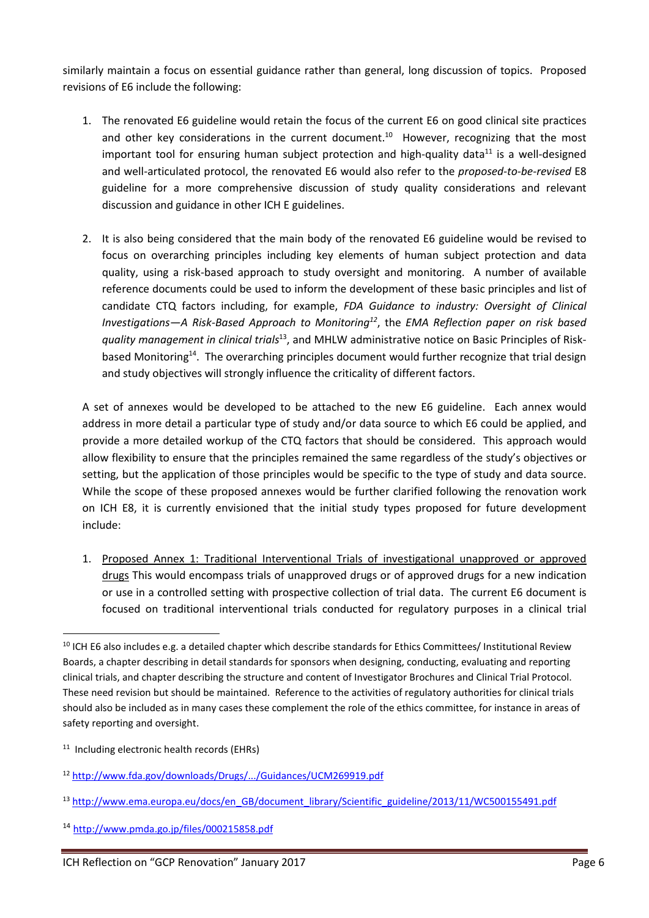similarly maintain a focus on essential guidance rather than general, long discussion of topics. Proposed revisions of E6 include the following:

1. The renovated E6 guideline would retain the focus of the current E6 on good clinical site practices and other key considerations in the current document.[10] However, recognizing that the most important tool for ensuring human subject protection and high-quality data[11] is a well-designed and well-articulated protocol, the renovated E6 would also refer to the *proposed-to-be-revised* E8 guideline for a more comprehensive discussion of study quality considerations and relevant discussion and guidance in other ICH E guidelines.

2. It is also being considered that the main body of the renovated E6 guideline would be revised to focus on overarching principles including key elements of human subject protection and data quality, using a risk-based approach to study oversight and monitoring. A number of available reference documents could be used to inform the development of these basic principles and list of candidate CTQ factors including, for example, *FDA Guidance to industry: Oversight of Clinical Investigations—A Risk-Based Approach to Monitoring*[12], the *EMA Reflection paper on risk based quality management in clinical trials*[13], and MHLW administrative notice on Basic Principles of Risk-based Monitoring[14]. The overarching principles document would further recognize that trial design and study objectives will strongly influence the criticality of different factors.

A set of annexes would be developed to be attached to the new E6 guideline. Each annex would address in more detail a particular type of study and/or data source to which E6 could be applied, and provide a more detailed workup of the CTQ factors that should be considered. This approach would allow flexibility to ensure that the principles remained the same regardless of the study's objectives or setting, but the application of those principles would be specific to the type of study and data source. While the scope of these proposed annexes would be further clarified following the renovation work on ICH E8, it is currently envisioned that the initial study types proposed for future development include:

1. Proposed Annex 1: Traditional Interventional Trials of investigational unapproved or approved drugs This would encompass trials of unapproved drugs or of approved drugs for a new indication or use in a controlled setting with prospective collection of trial data. The current E6 document is focused on traditional interventional trials conducted for regulatory purposes in a clinical trial

---

[10] ICH E6 also includes e.g. a detailed chapter which describe standards for Ethics Committees/ Institutional Review Boards, a chapter describing in detail standards for sponsors when designing, conducting, evaluating and reporting clinical trials, and chapter describing the structure and content of Investigator Brochures and Clinical Trial Protocol. These need revision but should be maintained. Reference to the activities of regulatory authorities for clinical trials should also be included as in many cases these complement the role of the ethics committee, for instance in areas of safety reporting and oversight.

[11] Including electronic health records (EHRs)

[12] http://www.fda.gov/downloads/Drugs/.../Guidances/UCM269919.pdf

[13] http://www.ema.europa.eu/docs/en_GB/document_library/Scientific_guideline/2013/11/WC500155491.pdf

[14] http://www.pmda.go.jp/files/000215858.pdf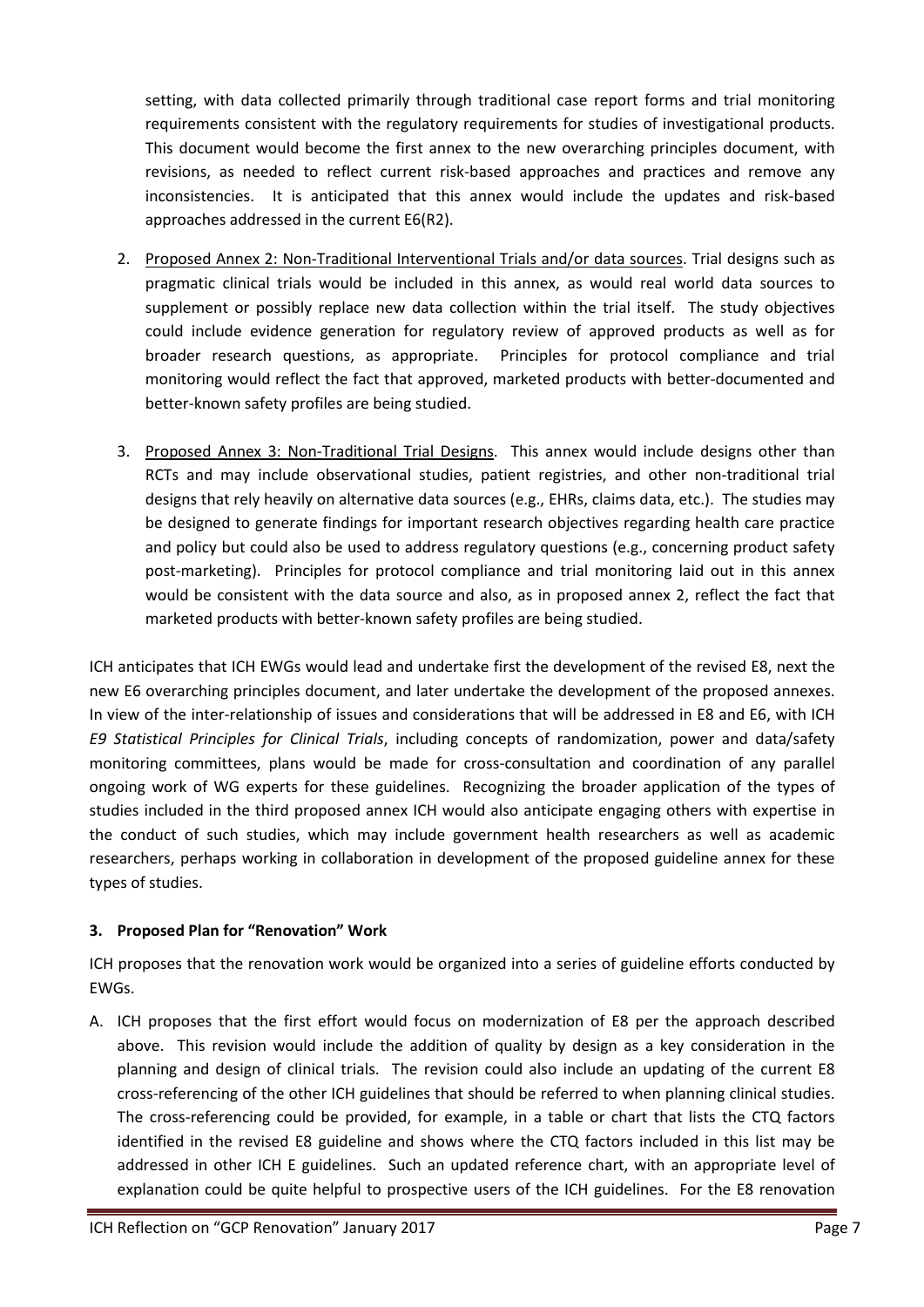setting, with data collected primarily through traditional case report forms and trial monitoring requirements consistent with the regulatory requirements for studies of investigational products. This document would become the first annex to the new overarching principles document, with revisions, as needed to reflect current risk-based approaches and practices and remove any inconsistencies. It is anticipated that this annex would include the updates and risk-based approaches addressed in the current E6(R2).

2. Proposed Annex 2: Non-Traditional Interventional Trials and/or data sources. Trial designs such as pragmatic clinical trials would be included in this annex, as would real world data sources to supplement or possibly replace new data collection within the trial itself. The study objectives could include evidence generation for regulatory review of approved products as well as for broader research questions, as appropriate. Principles for protocol compliance and trial monitoring would reflect the fact that approved, marketed products with better-documented and better-known safety profiles are being studied.

3. Proposed Annex 3: Non-Traditional Trial Designs. This annex would include designs other than RCTs and may include observational studies, patient registries, and other non-traditional trial designs that rely heavily on alternative data sources (e.g., EHRs, claims data, etc.). The studies may be designed to generate findings for important research objectives regarding health care practice and policy but could also be used to address regulatory questions (e.g., concerning product safety post-marketing). Principles for protocol compliance and trial monitoring laid out in this annex would be consistent with the data source and also, as in proposed annex 2, reflect the fact that marketed products with better-known safety profiles are being studied.

ICH anticipates that ICH EWGs would lead and undertake first the development of the revised E8, next the new E6 overarching principles document, and later undertake the development of the proposed annexes. In view of the inter-relationship of issues and considerations that will be addressed in E8 and E6, with ICH *E9 Statistical Principles for Clinical Trials*, including concepts of randomization, power and data/safety monitoring committees, plans would be made for cross-consultation and coordination of any parallel ongoing work of WG experts for these guidelines. Recognizing the broader application of the types of studies included in the third proposed annex ICH would also anticipate engaging others with expertise in the conduct of such studies, which may include government health researchers as well as academic researchers, perhaps working in collaboration in development of the proposed guideline annex for these types of studies.

### 3. Proposed Plan for "Renovation" Work

ICH proposes that the renovation work would be organized into a series of guideline efforts conducted by EWGs.

A. ICH proposes that the first effort would focus on modernization of E8 per the approach described above. This revision would include the addition of quality by design as a key consideration in the planning and design of clinical trials. The revision could also include an updating of the current E8 cross-referencing of the other ICH guidelines that should be referred to when planning clinical studies. The cross-referencing could be provided, for example, in a table or chart that lists the CTQ factors identified in the revised E8 guideline and shows where the CTQ factors included in this list may be addressed in other ICH E guidelines. Such an updated reference chart, with an appropriate level of explanation could be quite helpful to prospective users of the ICH guidelines. For the E8 renovation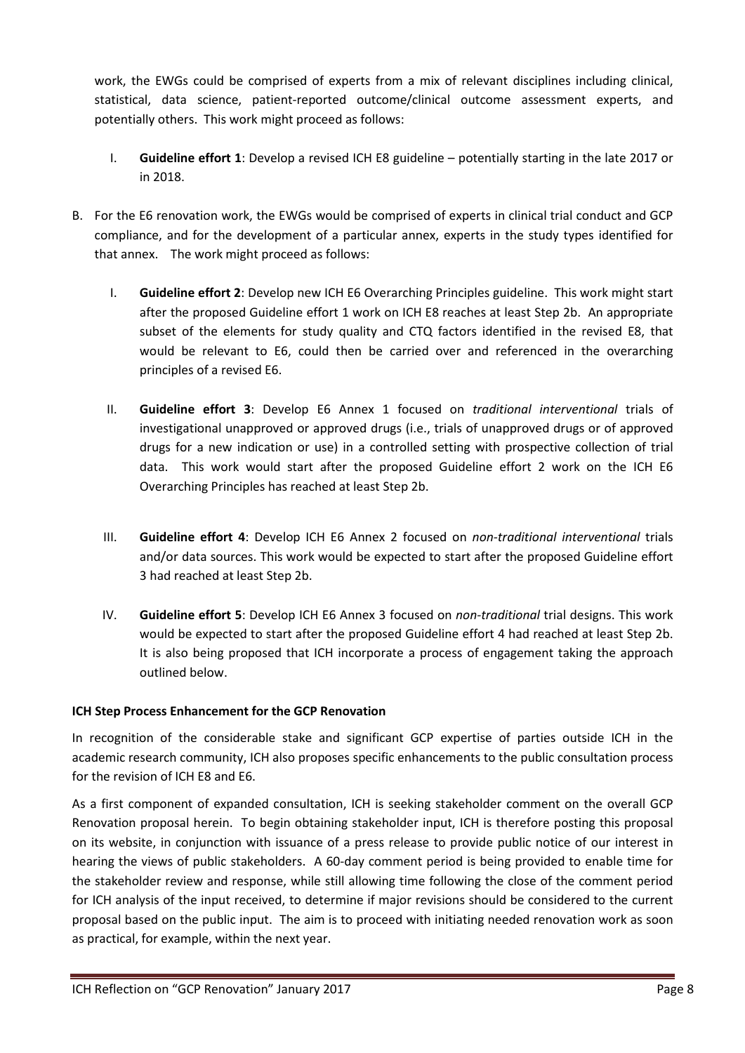work, the EWGs could be comprised of experts from a mix of relevant disciplines including clinical, statistical, data science, patient-reported outcome/clinical outcome assessment experts, and potentially others. This work might proceed as follows:

I. **Guideline effort 1**: Develop a revised ICH E8 guideline – potentially starting in the late 2017 or in 2018.

B. For the E6 renovation work, the EWGs would be comprised of experts in clinical trial conduct and GCP compliance, and for the development of a particular annex, experts in the study types identified for that annex. The work might proceed as follows:

I. **Guideline effort 2**: Develop new ICH E6 Overarching Principles guideline. This work might start after the proposed Guideline effort 1 work on ICH E8 reaches at least Step 2b. An appropriate subset of the elements for study quality and CTQ factors identified in the revised E8, that would be relevant to E6, could then be carried over and referenced in the overarching principles of a revised E6.

II. **Guideline effort 3**: Develop E6 Annex 1 focused on *traditional interventional* trials of investigational unapproved or approved drugs (i.e., trials of unapproved drugs or of approved drugs for a new indication or use) in a controlled setting with prospective collection of trial data. This work would start after the proposed Guideline effort 2 work on the ICH E6 Overarching Principles has reached at least Step 2b.

III. **Guideline effort 4**: Develop ICH E6 Annex 2 focused on *non-traditional interventional* trials and/or data sources. This work would be expected to start after the proposed Guideline effort 3 had reached at least Step 2b.

IV. **Guideline effort 5**: Develop ICH E6 Annex 3 focused on *non-traditional* trial designs. This work would be expected to start after the proposed Guideline effort 4 had reached at least Step 2b. It is also being proposed that ICH incorporate a process of engagement taking the approach outlined below.

**ICH Step Process Enhancement for the GCP Renovation**

In recognition of the considerable stake and significant GCP expertise of parties outside ICH in the academic research community, ICH also proposes specific enhancements to the public consultation process for the revision of ICH E8 and E6.

As a first component of expanded consultation, ICH is seeking stakeholder comment on the overall GCP Renovation proposal herein. To begin obtaining stakeholder input, ICH is therefore posting this proposal on its website, in conjunction with issuance of a press release to provide public notice of our interest in hearing the views of public stakeholders. A 60-day comment period is being provided to enable time for the stakeholder review and response, while still allowing time following the close of the comment period for ICH analysis of the input received, to determine if major revisions should be considered to the current proposal based on the public input. The aim is to proceed with initiating needed renovation work as soon as practical, for example, within the next year.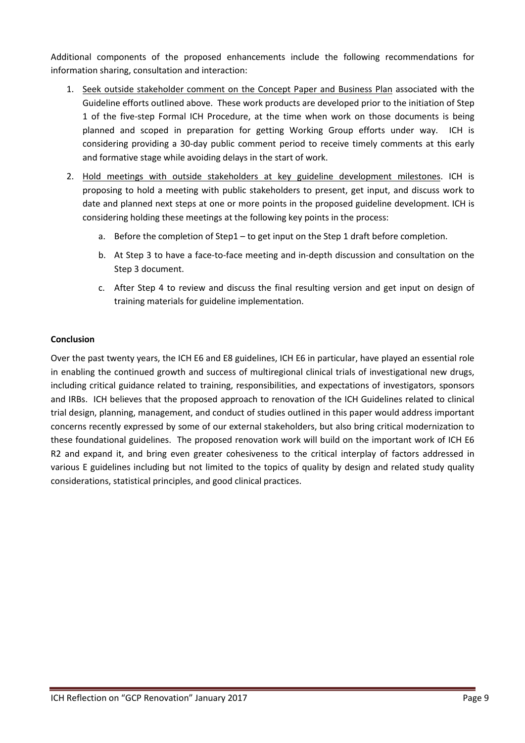Additional components of the proposed enhancements include the following recommendations for information sharing, consultation and interaction:

1. Seek outside stakeholder comment on the Concept Paper and Business Plan associated with the Guideline efforts outlined above. These work products are developed prior to the initiation of Step 1 of the five-step Formal ICH Procedure, at the time when work on those documents is being planned and scoped in preparation for getting Working Group efforts under way. ICH is considering providing a 30-day public comment period to receive timely comments at this early and formative stage while avoiding delays in the start of work.
2. Hold meetings with outside stakeholders at key guideline development milestones. ICH is proposing to hold a meeting with public stakeholders to present, get input, and discuss work to date and planned next steps at one or more points in the proposed guideline development. ICH is considering holding these meetings at the following key points in the process:
    a. Before the completion of Step1 – to get input on the Step 1 draft before completion.
    b. At Step 3 to have a face-to-face meeting and in-depth discussion and consultation on the Step 3 document.
    c. After Step 4 to review and discuss the final resulting version and get input on design of training materials for guideline implementation.

**Conclusion**

Over the past twenty years, the ICH E6 and E8 guidelines, ICH E6 in particular, have played an essential role in enabling the continued growth and success of multiregional clinical trials of investigational new drugs, including critical guidance related to training, responsibilities, and expectations of investigators, sponsors and IRBs. ICH believes that the proposed approach to renovation of the ICH Guidelines related to clinical trial design, planning, management, and conduct of studies outlined in this paper would address important concerns recently expressed by some of our external stakeholders, but also bring critical modernization to these foundational guidelines. The proposed renovation work will build on the important work of ICH E6 R2 and expand it, and bring even greater cohesiveness to the critical interplay of factors addressed in various E guidelines including but not limited to the topics of quality by design and related study quality considerations, statistical principles, and good clinical practices.